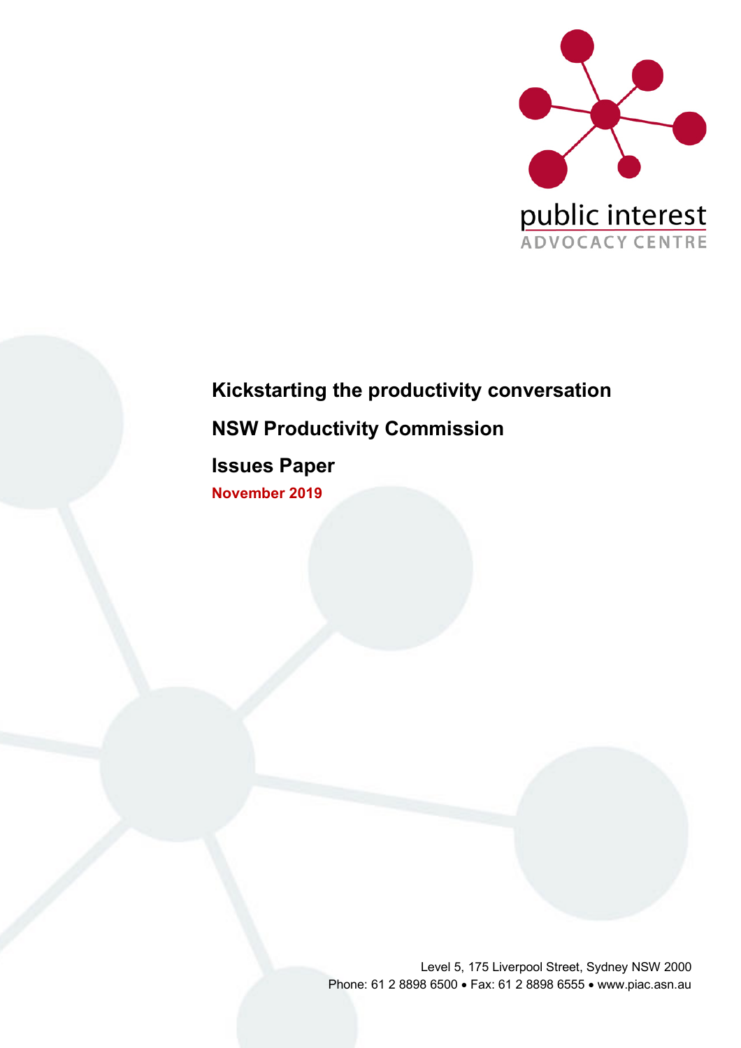public interest
ADVOCACY CENTRE

# Kickstarting the productivity conversation

# NSW Productivity Commission

# Issues Paper

**November 2019**

Level 5, 175 Liverpool Street, Sydney NSW 2000
Phone: 61 2 8898 6500 • Fax: 61 2 8898 6555 • www.piac.asn.au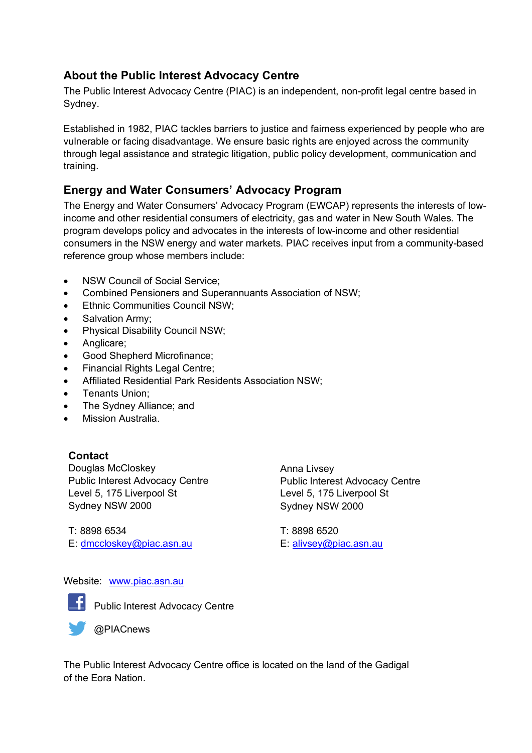## About the Public Interest Advocacy Centre

The Public Interest Advocacy Centre (PIAC) is an independent, non-profit legal centre based in Sydney.

Established in 1982, PIAC tackles barriers to justice and fairness experienced by people who are vulnerable or facing disadvantage. We ensure basic rights are enjoyed across the community through legal assistance and strategic litigation, public policy development, communication and training.

## Energy and Water Consumers' Advocacy Program

The Energy and Water Consumers' Advocacy Program (EWCAP) represents the interests of low-income and other residential consumers of electricity, gas and water in New South Wales. The program develops policy and advocates in the interests of low-income and other residential consumers in the NSW energy and water markets. PIAC receives input from a community-based reference group whose members include:

- NSW Council of Social Service;
- Combined Pensioners and Superannuants Association of NSW;
- Ethnic Communities Council NSW;
- Salvation Army;
- Physical Disability Council NSW;
- Anglicare;
- Good Shepherd Microfinance;
- Financial Rights Legal Centre;
- Affiliated Residential Park Residents Association NSW;
- Tenants Union;
- The Sydney Alliance; and
- Mission Australia.

**Contact**

Douglas McCloskey
Public Interest Advocacy Centre
Level 5, 175 Liverpool St
Sydney NSW 2000

T: 8898 6534
E: dmccloskey@piac.asn.au

Anna Livsey
Public Interest Advocacy Centre
Level 5, 175 Liverpool St
Sydney NSW 2000

T: 8898 6520
E: alivsey@piac.asn.au

Website: www.piac.asn.au

Public Interest Advocacy Centre

@PIACnews

The Public Interest Advocacy Centre office is located on the land of the Gadigal of the Eora Nation.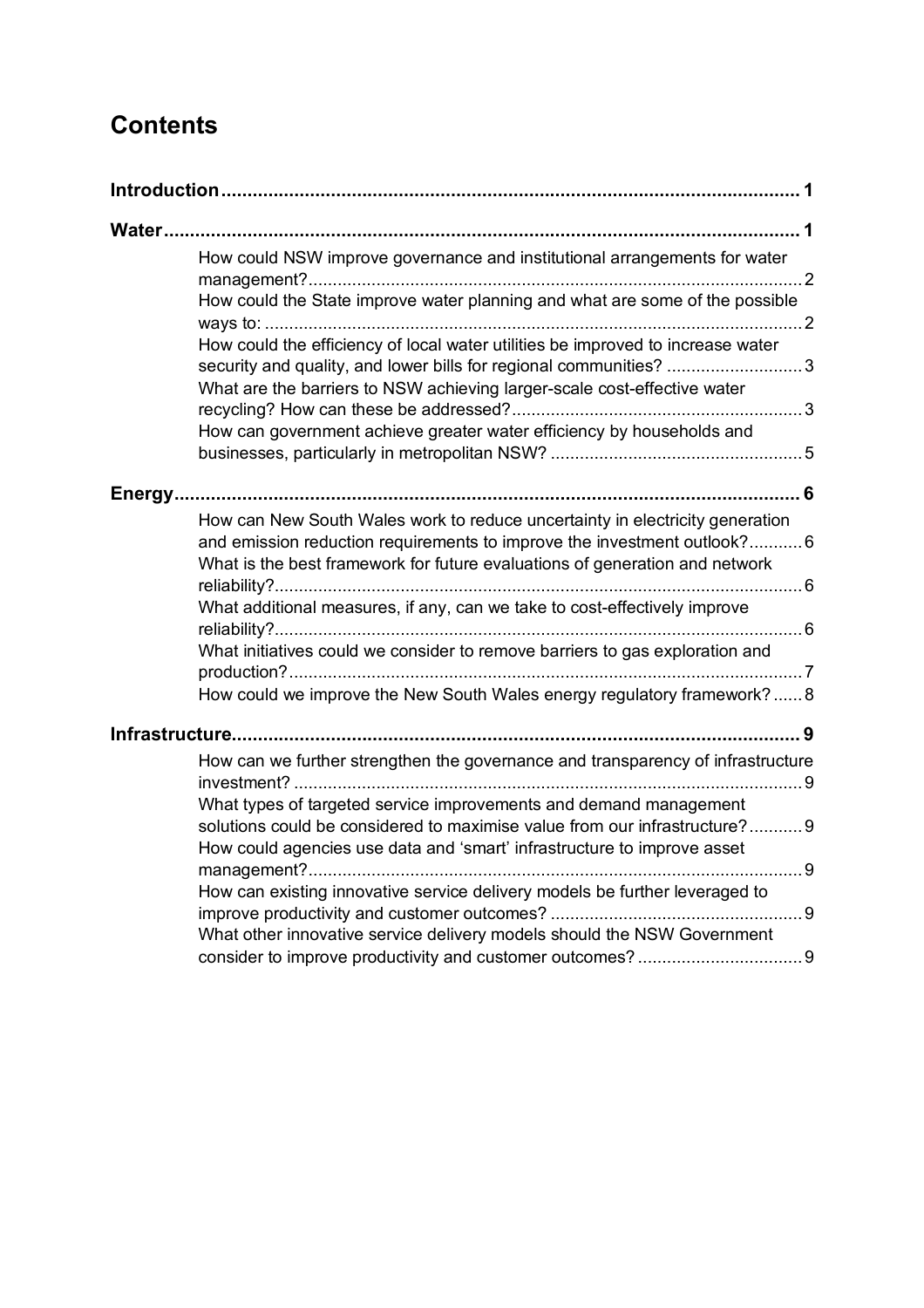## Contents

**Introduction** ... 1

**Water** ... 1

- How could NSW improve governance and institutional arrangements for water management? ... 2
- How could the State improve water planning and what are some of the possible ways to: ... 2
- How could the efficiency of local water utilities be improved to increase water security and quality, and lower bills for regional communities? ... 3
- What are the barriers to NSW achieving larger-scale cost-effective water recycling? How can these be addressed? ... 3
- How can government achieve greater water efficiency by households and businesses, particularly in metropolitan NSW? ... 5

**Energy** ... 6

- How can New South Wales work to reduce uncertainty in electricity generation and emission reduction requirements to improve the investment outlook? ... 6
- What is the best framework for future evaluations of generation and network reliability? ... 6
- What additional measures, if any, can we take to cost-effectively improve reliability? ... 6
- What initiatives could we consider to remove barriers to gas exploration and production? ... 7
- How could we improve the New South Wales energy regulatory framework? ... 8

**Infrastructure** ... 9

- How can we further strengthen the governance and transparency of infrastructure investment? ... 9
- What types of targeted service improvements and demand management solutions could be considered to maximise value from our infrastructure? ... 9
- How could agencies use data and 'smart' infrastructure to improve asset management? ... 9
- How can existing innovative service delivery models be further leveraged to improve productivity and customer outcomes? ... 9
- What other innovative service delivery models should the NSW Government consider to improve productivity and customer outcomes? ... 9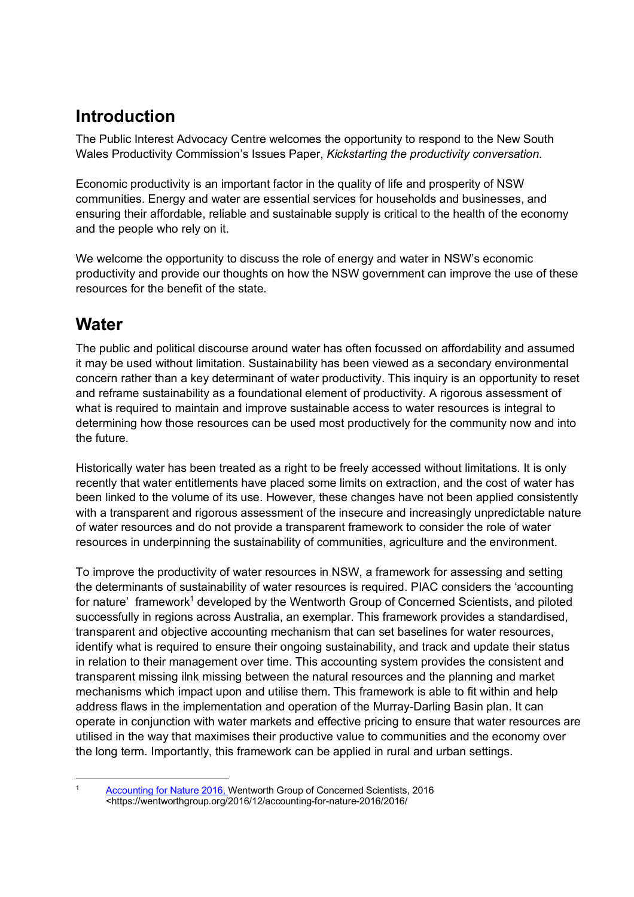## Introduction

The Public Interest Advocacy Centre welcomes the opportunity to respond to the New South Wales Productivity Commission's Issues Paper, *Kickstarting the productivity conversation*.

Economic productivity is an important factor in the quality of life and prosperity of NSW communities. Energy and water are essential services for households and businesses, and ensuring their affordable, reliable and sustainable supply is critical to the health of the economy and the people who rely on it.

We welcome the opportunity to discuss the role of energy and water in NSW's economic productivity and provide our thoughts on how the NSW government can improve the use of these resources for the benefit of the state.

## Water

The public and political discourse around water has often focussed on affordability and assumed it may be used without limitation. Sustainability has been viewed as a secondary environmental concern rather than a key determinant of water productivity. This inquiry is an opportunity to reset and reframe sustainability as a foundational element of productivity. A rigorous assessment of what is required to maintain and improve sustainable access to water resources is integral to determining how those resources can be used most productively for the community now and into the future.

Historically water has been treated as a right to be freely accessed without limitations. It is only recently that water entitlements have placed some limits on extraction, and the cost of water has been linked to the volume of its use. However, these changes have not been applied consistently with a transparent and rigorous assessment of the insecure and increasingly unpredictable nature of water resources and do not provide a transparent framework to consider the role of water resources in underpinning the sustainability of communities, agriculture and the environment.

To improve the productivity of water resources in NSW, a framework for assessing and setting the determinants of sustainability of water resources is required. PIAC considers the 'accounting for nature' framework[1] developed by the Wentworth Group of Concerned Scientists, and piloted successfully in regions across Australia, an exemplar. This framework provides a standardised, transparent and objective accounting mechanism that can set baselines for water resources, identify what is required to ensure their ongoing sustainability, and track and update their status in relation to their management over time. This accounting system provides the consistent and transparent missing ilnk missing between the natural resources and the planning and market mechanisms which impact upon and utilise them. This framework is able to fit within and help address flaws in the implementation and operation of the Murray-Darling Basin plan. It can operate in conjunction with water markets and effective pricing to ensure that water resources are utilised in the way that maximises their productive value to communities and the economy over the long term. Importantly, this framework can be applied in rural and urban settings.

---

[1] Accounting for Nature 2016, Wentworth Group of Concerned Scientists, 2016 <https://wentworthgroup.org/2016/12/accounting-for-nature-2016/2016/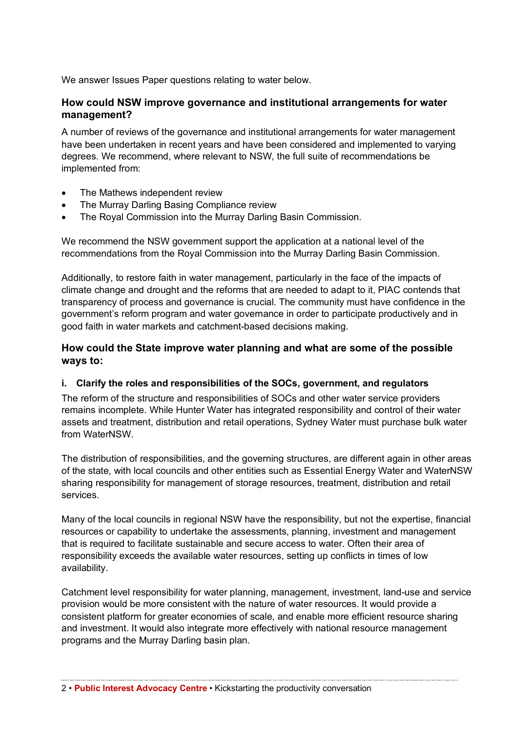We answer Issues Paper questions relating to water below.

### How could NSW improve governance and institutional arrangements for water management?

A number of reviews of the governance and institutional arrangements for water management have been undertaken in recent years and have been considered and implemented to varying degrees. We recommend, where relevant to NSW, the full suite of recommendations be implemented from:

- The Mathews independent review
- The Murray Darling Basing Compliance review
- The Royal Commission into the Murray Darling Basin Commission.

We recommend the NSW government support the application at a national level of the recommendations from the Royal Commission into the Murray Darling Basin Commission.

Additionally, to restore faith in water management, particularly in the face of the impacts of climate change and drought and the reforms that are needed to adapt to it, PIAC contends that transparency of process and governance is crucial. The community must have confidence in the government's reform program and water governance in order to participate productively and in good faith in water markets and catchment-based decisions making.

### How could the State improve water planning and what are some of the possible ways to:

#### i. Clarify the roles and responsibilities of the SOCs, government, and regulators

The reform of the structure and responsibilities of SOCs and other water service providers remains incomplete. While Hunter Water has integrated responsibility and control of their water assets and treatment, distribution and retail operations, Sydney Water must purchase bulk water from WaterNSW.

The distribution of responsibilities, and the governing structures, are different again in other areas of the state, with local councils and other entities such as Essential Energy Water and WaterNSW sharing responsibility for management of storage resources, treatment, distribution and retail services.

Many of the local councils in regional NSW have the responsibility, but not the expertise, financial resources or capability to undertake the assessments, planning, investment and management that is required to facilitate sustainable and secure access to water. Often their area of responsibility exceeds the available water resources, setting up conflicts in times of low availability.

Catchment level responsibility for water planning, management, investment, land-use and service provision would be more consistent with the nature of water resources. It would provide a consistent platform for greater economies of scale, and enable more efficient resource sharing and investment. It would also integrate more effectively with national resource management programs and the Murray Darling basin plan.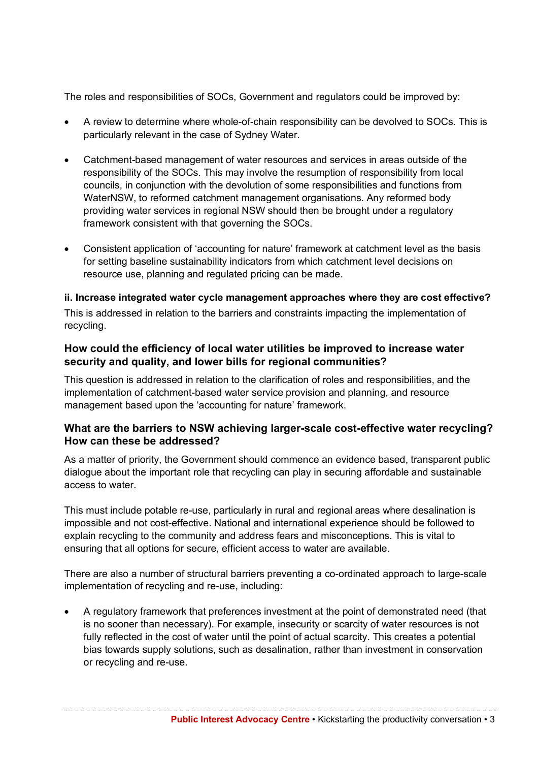The roles and responsibilities of SOCs, Government and regulators could be improved by:

- A review to determine where whole-of-chain responsibility can be devolved to SOCs. This is particularly relevant in the case of Sydney Water.
- Catchment-based management of water resources and services in areas outside of the responsibility of the SOCs. This may involve the resumption of responsibility from local councils, in conjunction with the devolution of some responsibilities and functions from WaterNSW, to reformed catchment management organisations. Any reformed body providing water services in regional NSW should then be brought under a regulatory framework consistent with that governing the SOCs.
- Consistent application of 'accounting for nature' framework at catchment level as the basis for setting baseline sustainability indicators from which catchment level decisions on resource use, planning and regulated pricing can be made.

#### ii. Increase integrated water cycle management approaches where they are cost effective?

This is addressed in relation to the barriers and constraints impacting the implementation of recycling.

### How could the efficiency of local water utilities be improved to increase water security and quality, and lower bills for regional communities?

This question is addressed in relation to the clarification of roles and responsibilities, and the implementation of catchment-based water service provision and planning, and resource management based upon the 'accounting for nature' framework.

### What are the barriers to NSW achieving larger-scale cost-effective water recycling? How can these be addressed?

As a matter of priority, the Government should commence an evidence based, transparent public dialogue about the important role that recycling can play in securing affordable and sustainable access to water.

This must include potable re-use, particularly in rural and regional areas where desalination is impossible and not cost-effective. National and international experience should be followed to explain recycling to the community and address fears and misconceptions. This is vital to ensuring that all options for secure, efficient access to water are available.

There are also a number of structural barriers preventing a co-ordinated approach to large-scale implementation of recycling and re-use, including:

- A regulatory framework that preferences investment at the point of demonstrated need (that is no sooner than necessary). For example, insecurity or scarcity of water resources is not fully reflected in the cost of water until the point of actual scarcity. This creates a potential bias towards supply solutions, such as desalination, rather than investment in conservation or recycling and re-use.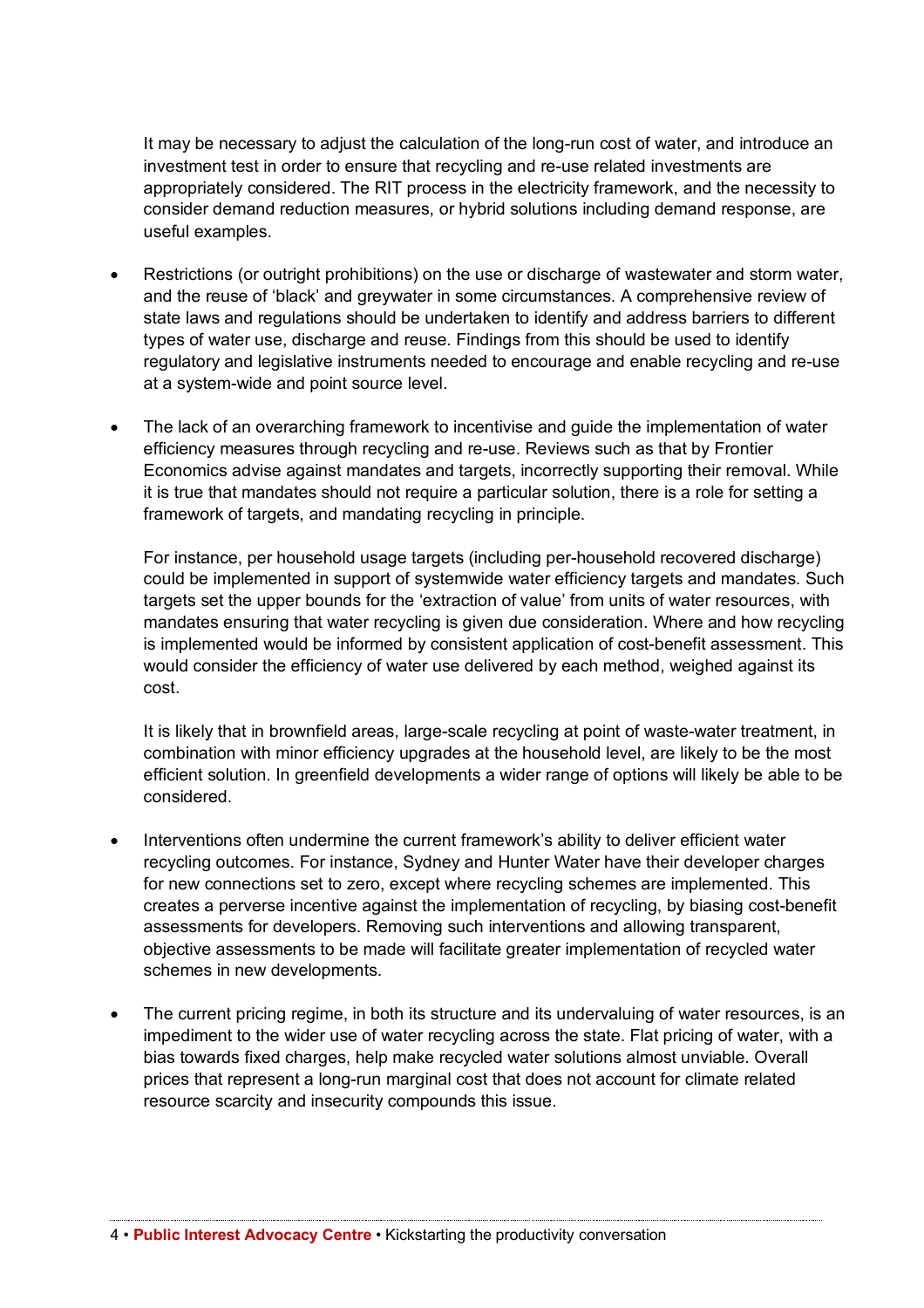It may be necessary to adjust the calculation of the long-run cost of water, and introduce an investment test in order to ensure that recycling and re-use related investments are appropriately considered. The RIT process in the electricity framework, and the necessity to consider demand reduction measures, or hybrid solutions including demand response, are useful examples.

- Restrictions (or outright prohibitions) on the use or discharge of wastewater and storm water, and the reuse of 'black' and greywater in some circumstances. A comprehensive review of state laws and regulations should be undertaken to identify and address barriers to different types of water use, discharge and reuse. Findings from this should be used to identify regulatory and legislative instruments needed to encourage and enable recycling and re-use at a system-wide and point source level.

- The lack of an overarching framework to incentivise and guide the implementation of water efficiency measures through recycling and re-use. Reviews such as that by Frontier Economics advise against mandates and targets, incorrectly supporting their removal. While it is true that mandates should not require a particular solution, there is a role for setting a framework of targets, and mandating recycling in principle.

  For instance, per household usage targets (including per-household recovered discharge) could be implemented in support of systemwide water efficiency targets and mandates. Such targets set the upper bounds for the 'extraction of value' from units of water resources, with mandates ensuring that water recycling is given due consideration. Where and how recycling is implemented would be informed by consistent application of cost-benefit assessment. This would consider the efficiency of water use delivered by each method, weighed against its cost.

  It is likely that in brownfield areas, large-scale recycling at point of waste-water treatment, in combination with minor efficiency upgrades at the household level, are likely to be the most efficient solution. In greenfield developments a wider range of options will likely be able to be considered.

- Interventions often undermine the current framework's ability to deliver efficient water recycling outcomes. For instance, Sydney and Hunter Water have their developer charges for new connections set to zero, except where recycling schemes are implemented. This creates a perverse incentive against the implementation of recycling, by biasing cost-benefit assessments for developers. Removing such interventions and allowing transparent, objective assessments to be made will facilitate greater implementation of recycled water schemes in new developments.

- The current pricing regime, in both its structure and its undervaluing of water resources, is an impediment to the wider use of water recycling across the state. Flat pricing of water, with a bias towards fixed charges, help make recycled water solutions almost unviable. Overall prices that represent a long-run marginal cost that does not account for climate related resource scarcity and insecurity compounds this issue.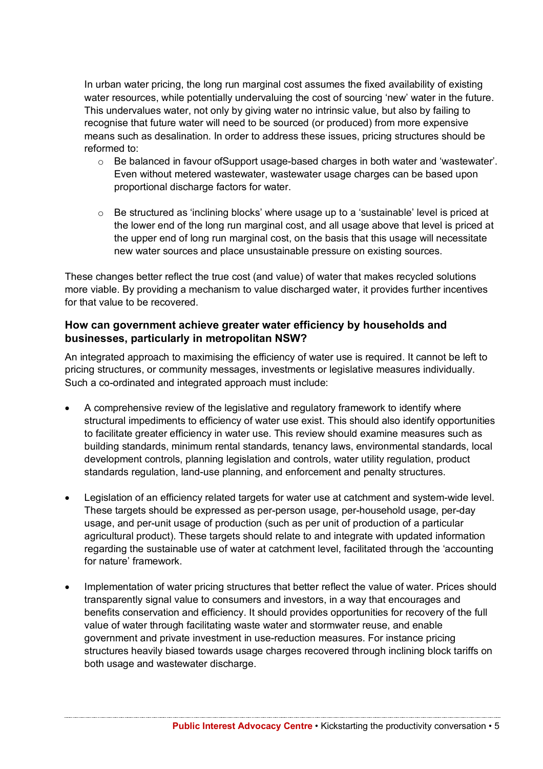In urban water pricing, the long run marginal cost assumes the fixed availability of existing water resources, while potentially undervaluing the cost of sourcing 'new' water in the future. This undervalues water, not only by giving water no intrinsic value, but also by failing to recognise that future water will need to be sourced (or produced) from more expensive means such as desalination. In order to address these issues, pricing structures should be reformed to:

- Be balanced in favour ofSupport usage-based charges in both water and 'wastewater'. Even without metered wastewater, wastewater usage charges can be based upon proportional discharge factors for water.
- Be structured as 'inclining blocks' where usage up to a 'sustainable' level is priced at the lower end of the long run marginal cost, and all usage above that level is priced at the upper end of long run marginal cost, on the basis that this usage will necessitate new water sources and place unsustainable pressure on existing sources.

These changes better reflect the true cost (and value) of water that makes recycled solutions more viable. By providing a mechanism to value discharged water, it provides further incentives for that value to be recovered.

### How can government achieve greater water efficiency by households and businesses, particularly in metropolitan NSW?

An integrated approach to maximising the efficiency of water use is required. It cannot be left to pricing structures, or community messages, investments or legislative measures individually. Such a co-ordinated and integrated approach must include:

- A comprehensive review of the legislative and regulatory framework to identify where structural impediments to efficiency of water use exist. This should also identify opportunities to facilitate greater efficiency in water use. This review should examine measures such as building standards, minimum rental standards, tenancy laws, environmental standards, local development controls, planning legislation and controls, water utility regulation, product standards regulation, land-use planning, and enforcement and penalty structures.
- Legislation of an efficiency related targets for water use at catchment and system-wide level. These targets should be expressed as per-person usage, per-household usage, per-day usage, and per-unit usage of production (such as per unit of production of a particular agricultural product). These targets should relate to and integrate with updated information regarding the sustainable use of water at catchment level, facilitated through the 'accounting for nature' framework.
- Implementation of water pricing structures that better reflect the value of water. Prices should transparently signal value to consumers and investors, in a way that encourages and benefits conservation and efficiency. It should provides opportunities for recovery of the full value of water through facilitating waste water and stormwater reuse, and enable government and private investment in use-reduction measures. For instance pricing structures heavily biased towards usage charges recovered through inclining block tariffs on both usage and wastewater discharge.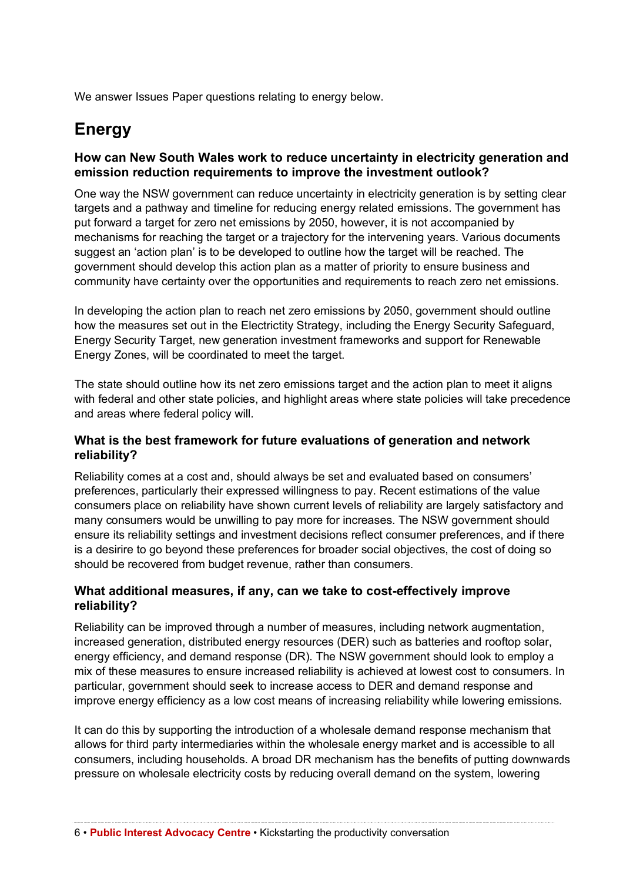We answer Issues Paper questions relating to energy below.

# Energy

### How can New South Wales work to reduce uncertainty in electricity generation and emission reduction requirements to improve the investment outlook?

One way the NSW government can reduce uncertainty in electricity generation is by setting clear targets and a pathway and timeline for reducing energy related emissions. The government has put forward a target for zero net emissions by 2050, however, it is not accompanied by mechanisms for reaching the target or a trajectory for the intervening years. Various documents suggest an 'action plan' is to be developed to outline how the target will be reached. The government should develop this action plan as a matter of priority to ensure business and community have certainty over the opportunities and requirements to reach zero net emissions.

In developing the action plan to reach net zero emissions by 2050, government should outline how the measures set out in the Electrictity Strategy, including the Energy Security Safeguard, Energy Security Target, new generation investment frameworks and support for Renewable Energy Zones, will be coordinated to meet the target.

The state should outline how its net zero emissions target and the action plan to meet it aligns with federal and other state policies, and highlight areas where state policies will take precedence and areas where federal policy will.

### What is the best framework for future evaluations of generation and network reliability?

Reliability comes at a cost and, should always be set and evaluated based on consumers' preferences, particularly their expressed willingness to pay. Recent estimations of the value consumers place on reliability have shown current levels of reliability are largely satisfactory and many consumers would be unwilling to pay more for increases. The NSW government should ensure its reliability settings and investment decisions reflect consumer preferences, and if there is a desirire to go beyond these preferences for broader social objectives, the cost of doing so should be recovered from budget revenue, rather than consumers.

### What additional measures, if any, can we take to cost-effectively improve reliability?

Reliability can be improved through a number of measures, including network augmentation, increased generation, distributed energy resources (DER) such as batteries and rooftop solar, energy efficiency, and demand response (DR). The NSW government should look to employ a mix of these measures to ensure increased reliability is achieved at lowest cost to consumers. In particular, government should seek to increase access to DER and demand response and improve energy efficiency as a low cost means of increasing reliability while lowering emissions.

It can do this by supporting the introduction of a wholesale demand response mechanism that allows for third party intermediaries within the wholesale energy market and is accessible to all consumers, including households. A broad DR mechanism has the benefits of putting downwards pressure on wholesale electricity costs by reducing overall demand on the system, lowering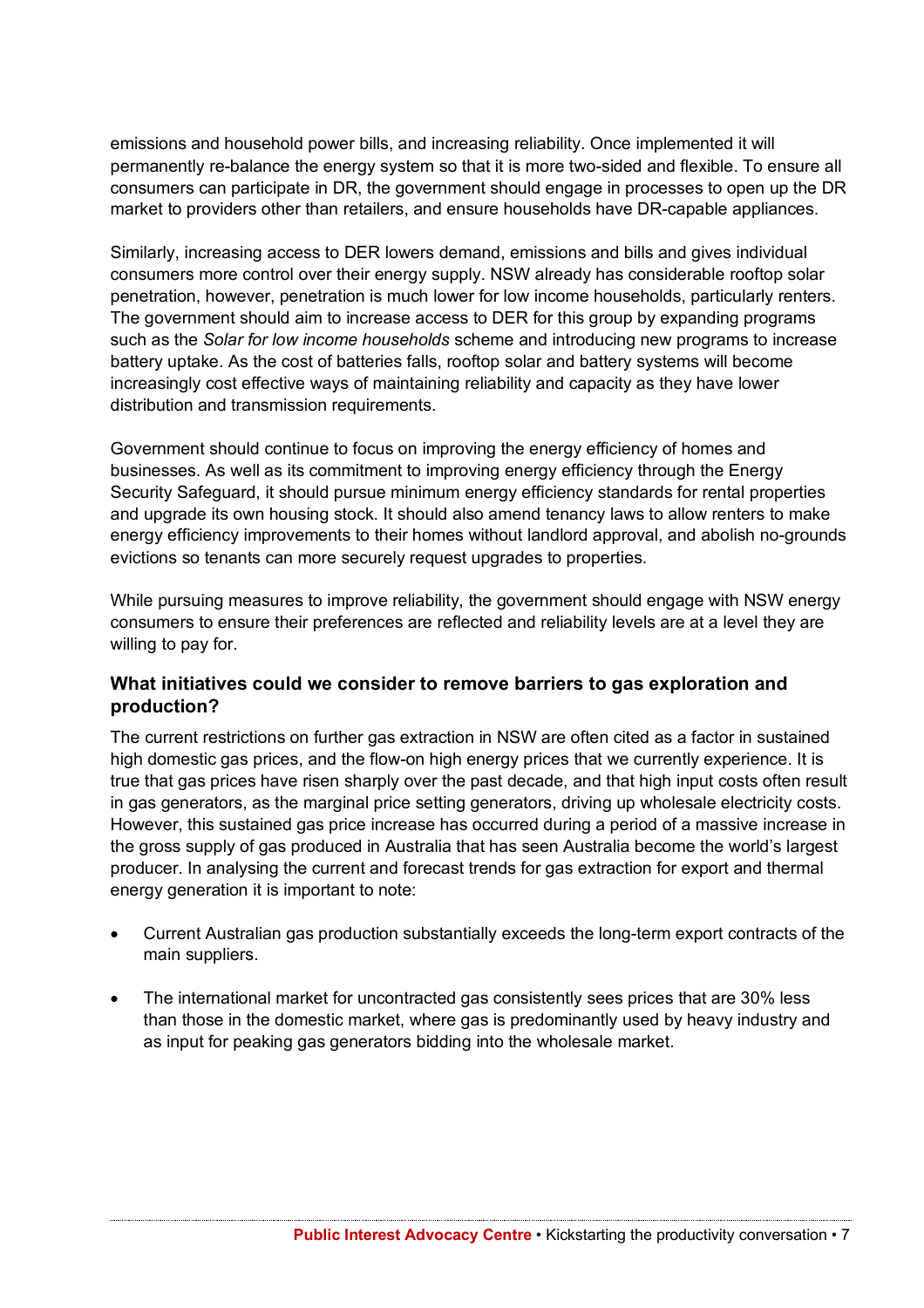emissions and household power bills, and increasing reliability. Once implemented it will permanently re-balance the energy system so that it is more two-sided and flexible. To ensure all consumers can participate in DR, the government should engage in processes to open up the DR market to providers other than retailers, and ensure households have DR-capable appliances.

Similarly, increasing access to DER lowers demand, emissions and bills and gives individual consumers more control over their energy supply. NSW already has considerable rooftop solar penetration, however, penetration is much lower for low income households, particularly renters. The government should aim to increase access to DER for this group by expanding programs such as the *Solar for low income households* scheme and introducing new programs to increase battery uptake. As the cost of batteries falls, rooftop solar and battery systems will become increasingly cost effective ways of maintaining reliability and capacity as they have lower distribution and transmission requirements.

Government should continue to focus on improving the energy efficiency of homes and businesses. As well as its commitment to improving energy efficiency through the Energy Security Safeguard, it should pursue minimum energy efficiency standards for rental properties and upgrade its own housing stock. It should also amend tenancy laws to allow renters to make energy efficiency improvements to their homes without landlord approval, and abolish no-grounds evictions so tenants can more securely request upgrades to properties.

While pursuing measures to improve reliability, the government should engage with NSW energy consumers to ensure their preferences are reflected and reliability levels are at a level they are willing to pay for.

### What initiatives could we consider to remove barriers to gas exploration and production?

The current restrictions on further gas extraction in NSW are often cited as a factor in sustained high domestic gas prices, and the flow-on high energy prices that we currently experience. It is true that gas prices have risen sharply over the past decade, and that high input costs often result in gas generators, as the marginal price setting generators, driving up wholesale electricity costs. However, this sustained gas price increase has occurred during a period of a massive increase in the gross supply of gas produced in Australia that has seen Australia become the world's largest producer. In analysing the current and forecast trends for gas extraction for export and thermal energy generation it is important to note:

- Current Australian gas production substantially exceeds the long-term export contracts of the main suppliers.
- The international market for uncontracted gas consistently sees prices that are 30% less than those in the domestic market, where gas is predominantly used by heavy industry and as input for peaking gas generators bidding into the wholesale market.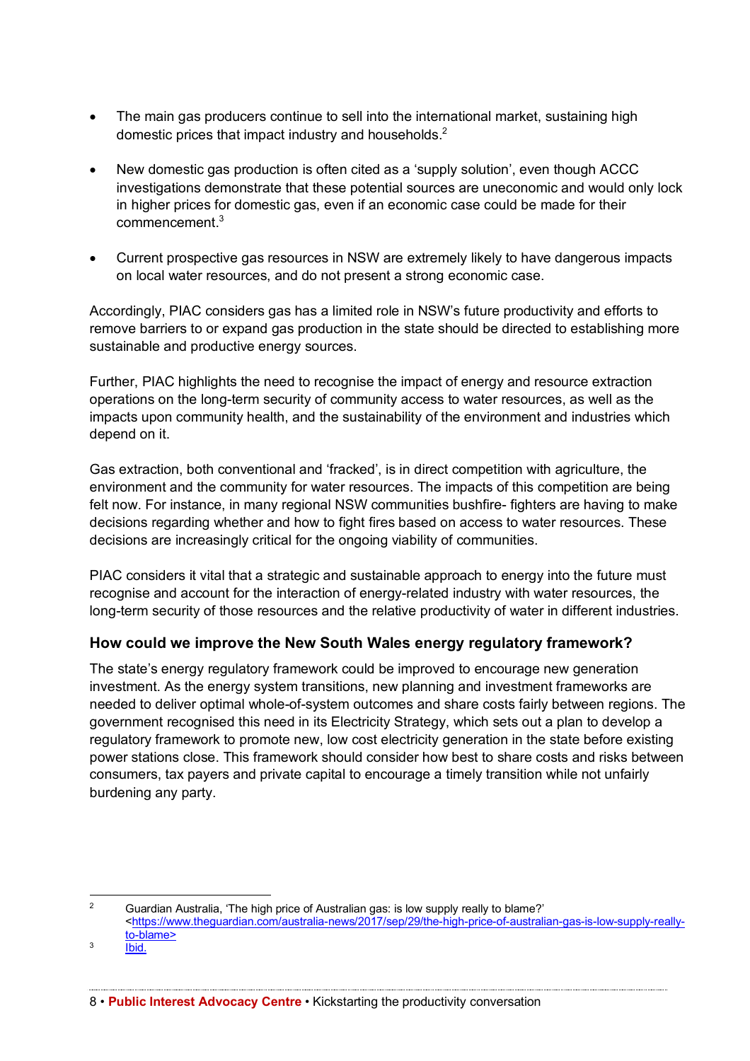- The main gas producers continue to sell into the international market, sustaining high domestic prices that impact industry and households.[2]

- New domestic gas production is often cited as a 'supply solution', even though ACCC investigations demonstrate that these potential sources are uneconomic and would only lock in higher prices for domestic gas, even if an economic case could be made for their commencement.[3]

- Current prospective gas resources in NSW are extremely likely to have dangerous impacts on local water resources, and do not present a strong economic case.

Accordingly, PIAC considers gas has a limited role in NSW's future productivity and efforts to remove barriers to or expand gas production in the state should be directed to establishing more sustainable and productive energy sources.

Further, PIAC highlights the need to recognise the impact of energy and resource extraction operations on the long-term security of community access to water resources, as well as the impacts upon community health, and the sustainability of the environment and industries which depend on it.

Gas extraction, both conventional and 'fracked', is in direct competition with agriculture, the environment and the community for water resources. The impacts of this competition are being felt now. For instance, in many regional NSW communities bushfire- fighters are having to make decisions regarding whether and how to fight fires based on access to water resources. These decisions are increasingly critical for the ongoing viability of communities.

PIAC considers it vital that a strategic and sustainable approach to energy into the future must recognise and account for the interaction of energy-related industry with water resources, the long-term security of those resources and the relative productivity of water in different industries.

### How could we improve the New South Wales energy regulatory framework?

The state's energy regulatory framework could be improved to encourage new generation investment. As the energy system transitions, new planning and investment frameworks are needed to deliver optimal whole-of-system outcomes and share costs fairly between regions. The government recognised this need in its Electricity Strategy, which sets out a plan to develop a regulatory framework to promote new, low cost electricity generation in the state before existing power stations close. This framework should consider how best to share costs and risks between consumers, tax payers and private capital to encourage a timely transition while not unfairly burdening any party.

---

[2] Guardian Australia, 'The high price of Australian gas: is low supply really to blame?' <https://www.theguardian.com/australia-news/2017/sep/29/the-high-price-of-australian-gas-is-low-supply-really-to-blame>

[3] Ibid.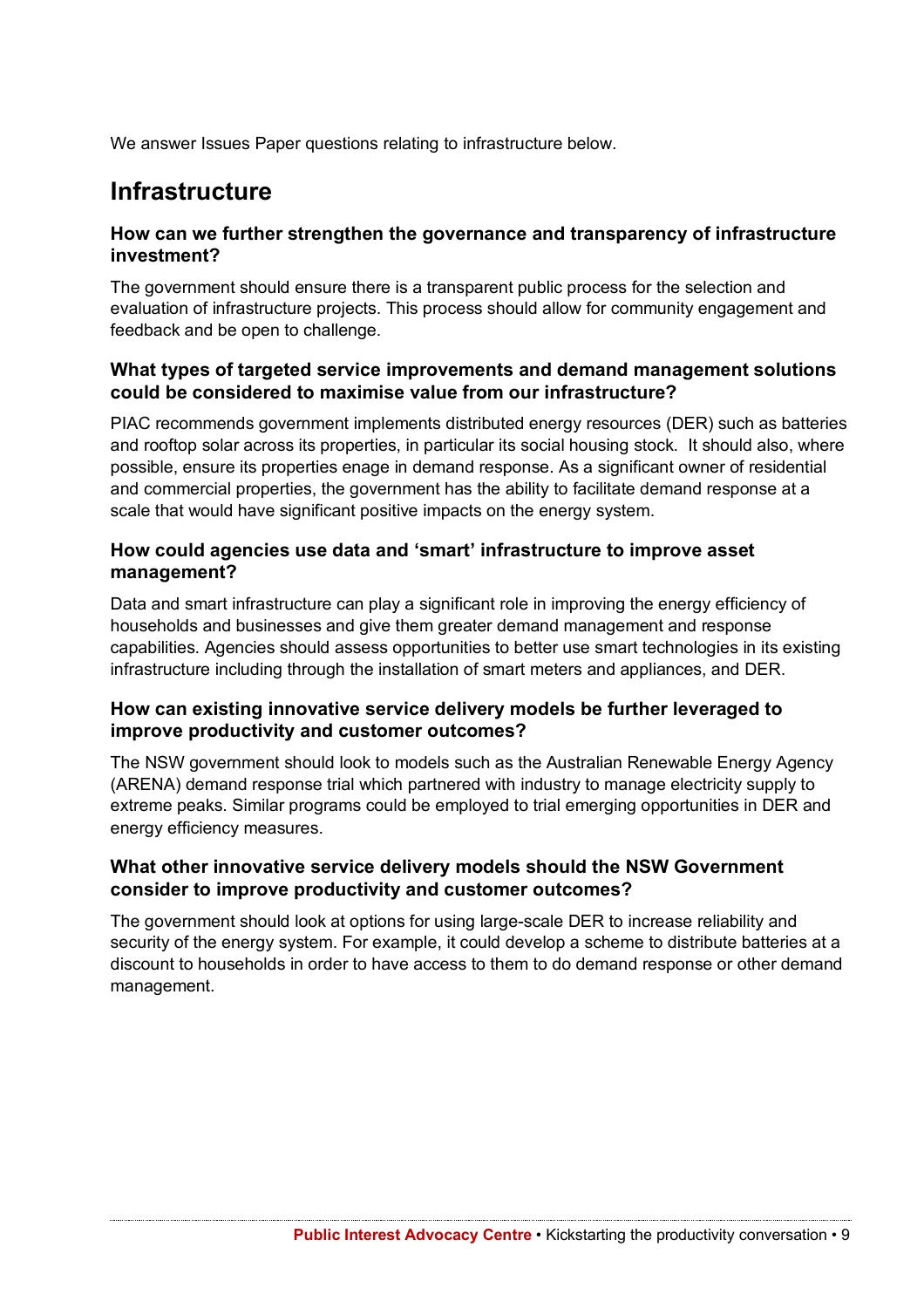We answer Issues Paper questions relating to infrastructure below.

## Infrastructure

### How can we further strengthen the governance and transparency of infrastructure investment?

The government should ensure there is a transparent public process for the selection and evaluation of infrastructure projects. This process should allow for community engagement and feedback and be open to challenge.

### What types of targeted service improvements and demand management solutions could be considered to maximise value from our infrastructure?

PIAC recommends government implements distributed energy resources (DER) such as batteries and rooftop solar across its properties, in particular its social housing stock. It should also, where possible, ensure its properties enage in demand response. As a significant owner of residential and commercial properties, the government has the ability to facilitate demand response at a scale that would have significant positive impacts on the energy system.

### How could agencies use data and 'smart' infrastructure to improve asset management?

Data and smart infrastructure can play a significant role in improving the energy efficiency of households and businesses and give them greater demand management and response capabilities. Agencies should assess opportunities to better use smart technologies in its existing infrastructure including through the installation of smart meters and appliances, and DER.

### How can existing innovative service delivery models be further leveraged to improve productivity and customer outcomes?

The NSW government should look to models such as the Australian Renewable Energy Agency (ARENA) demand response trial which partnered with industry to manage electricity supply to extreme peaks. Similar programs could be employed to trial emerging opportunities in DER and energy efficiency measures.

### What other innovative service delivery models should the NSW Government consider to improve productivity and customer outcomes?

The government should look at options for using large-scale DER to increase reliability and security of the energy system. For example, it could develop a scheme to distribute batteries at a discount to households in order to have access to them to do demand response or other demand management.